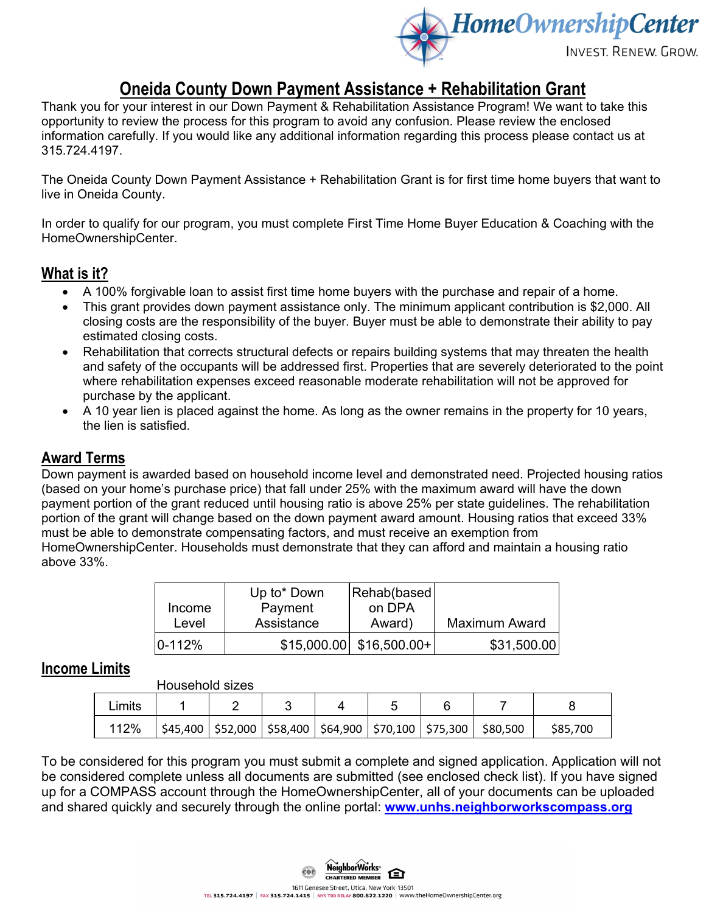# Oneida County Down Payment Assistance + Rehabilitation Grant

Thank you for your interest in our Down Payment & Rehabilitation Assistance Program! We want to take this opportunity to review the process for this program to avoid any confusion. Please review the enclosed information carefully. If you would like any additional information regarding this process please contact us at 315.724.4197.

The Oneida County Down Payment Assistance + Rehabilitation Grant is for first time home buyers that want to live in Oneida County.

In order to qualify for our program, you must complete First Time Home Buyer Education & Coaching with the HomeOwnershipCenter.

## What is it?

- A 100% forgivable loan to assist first time home buyers with the purchase and repair of a home.
- This grant provides down payment assistance only. The minimum applicant contribution is $2,000. All closing costs are the responsibility of the buyer. Buyer must be able to demonstrate their ability to pay estimated closing costs.
- Rehabilitation that corrects structural defects or repairs building systems that may threaten the health and safety of the occupants will be addressed first. Properties that are severely deteriorated to the point where rehabilitation expenses exceed reasonable moderate rehabilitation will not be approved for purchase by the applicant.
- A 10 year lien is placed against the home. As long as the owner remains in the property for 10 years, the lien is satisfied.

## Award Terms

Down payment is awarded based on household income level and demonstrated need. Projected housing ratios (based on your home's purchase price) that fall under 25% with the maximum award will have the down payment portion of the grant reduced until housing ratio is above 25% per state guidelines. The rehabilitation portion of the grant will change based on the down payment award amount. Housing ratios that exceed 33% must be able to demonstrate compensating factors, and must receive an exemption from HomeOwnershipCenter. Households must demonstrate that they can afford and maintain a housing ratio above 33%.

| Income Level | Up to* Down Payment Assistance | Rehab(based on DPA Award) | Maximum Award |
|---|---|---|---|
| 0-112% | $15,000.00 | $16,500.00+ | $31,500.00 |

## Income Limits

| | Household sizes | | | | | | | |
|---|---|---|---|---|---|---|---|---|
| Limits | 1 | 2 | 3 | 4 | 5 | 6 | 7 | 8 |
| 112% | $45,400 | $52,000 | $58,400 | $64,900 | $70,100 | $75,300 | $80,500 | $85,700 |

To be considered for this program you must submit a complete and signed application. Application will not be considered complete unless all documents are submitted (see enclosed check list). If you have signed up for a COMPASS account through the HomeOwnershipCenter, all of your documents can be uploaded and shared quickly and securely through the online portal: **www.unhs.neighborworkscompass.org**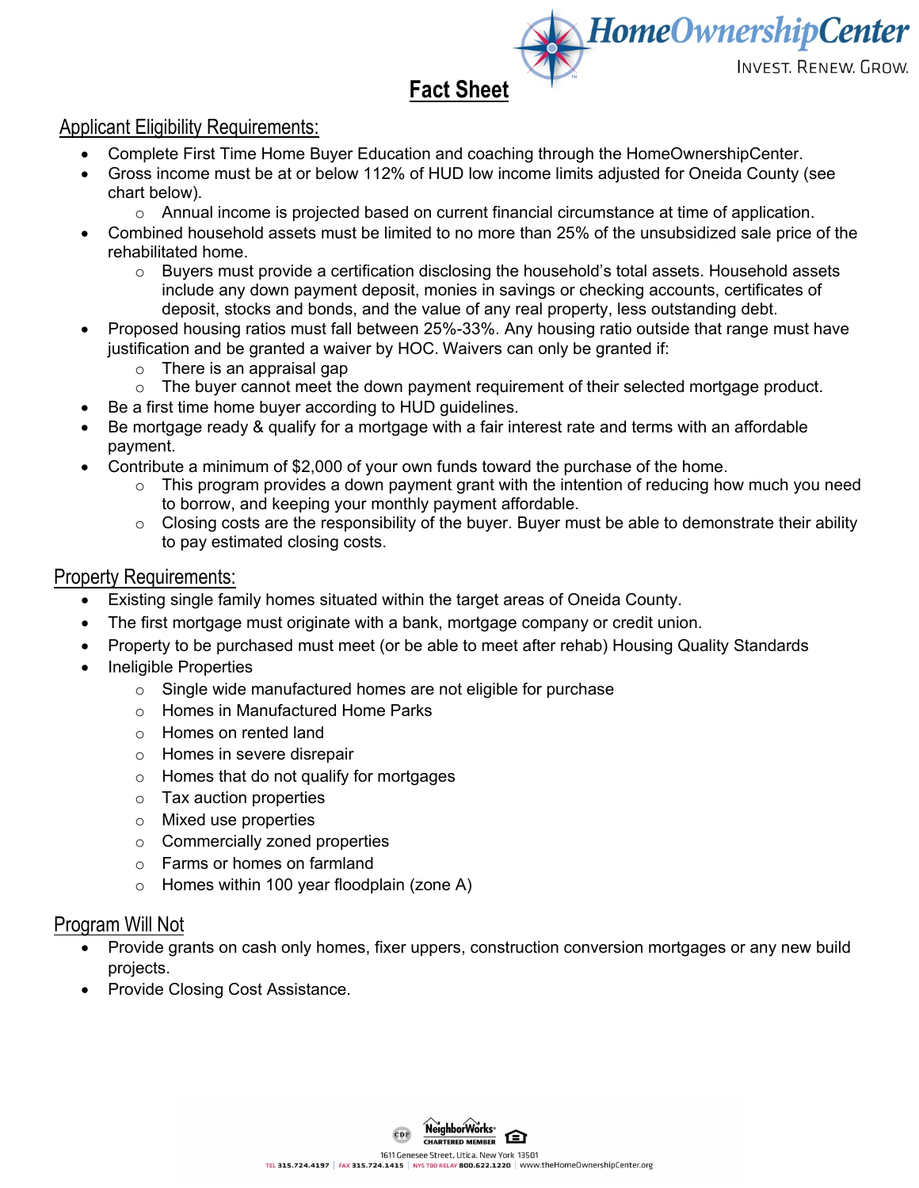# Fact Sheet

## Applicant Eligibility Requirements:

- Complete First Time Home Buyer Education and coaching through the HomeOwnershipCenter.
- Gross income must be at or below 112% of HUD low income limits adjusted for Oneida County (see chart below).
  - Annual income is projected based on current financial circumstance at time of application.
- Combined household assets must be limited to no more than 25% of the unsubsidized sale price of the rehabilitated home.
  - Buyers must provide a certification disclosing the household's total assets. Household assets include any down payment deposit, monies in savings or checking accounts, certificates of deposit, stocks and bonds, and the value of any real property, less outstanding debt.
- Proposed housing ratios must fall between 25%-33%. Any housing ratio outside that range must have justification and be granted a waiver by HOC. Waivers can only be granted if:
  - There is an appraisal gap
  - The buyer cannot meet the down payment requirement of their selected mortgage product.
- Be a first time home buyer according to HUD guidelines.
- Be mortgage ready & qualify for a mortgage with a fair interest rate and terms with an affordable payment.
- Contribute a minimum of $2,000 of your own funds toward the purchase of the home.
  - This program provides a down payment grant with the intention of reducing how much you need to borrow, and keeping your monthly payment affordable.
  - Closing costs are the responsibility of the buyer. Buyer must be able to demonstrate their ability to pay estimated closing costs.

## Property Requirements:

- Existing single family homes situated within the target areas of Oneida County.
- The first mortgage must originate with a bank, mortgage company or credit union.
- Property to be purchased must meet (or be able to meet after rehab) Housing Quality Standards
- Ineligible Properties
  - Single wide manufactured homes are not eligible for purchase
  - Homes in Manufactured Home Parks
  - Homes on rented land
  - Homes in severe disrepair
  - Homes that do not qualify for mortgages
  - Tax auction properties
  - Mixed use properties
  - Commercially zoned properties
  - Farms or homes on farmland
  - Homes within 100 year floodplain (zone A)

## Program Will Not

- Provide grants on cash only homes, fixer uppers, construction conversion mortgages or any new build projects.
- Provide Closing Cost Assistance.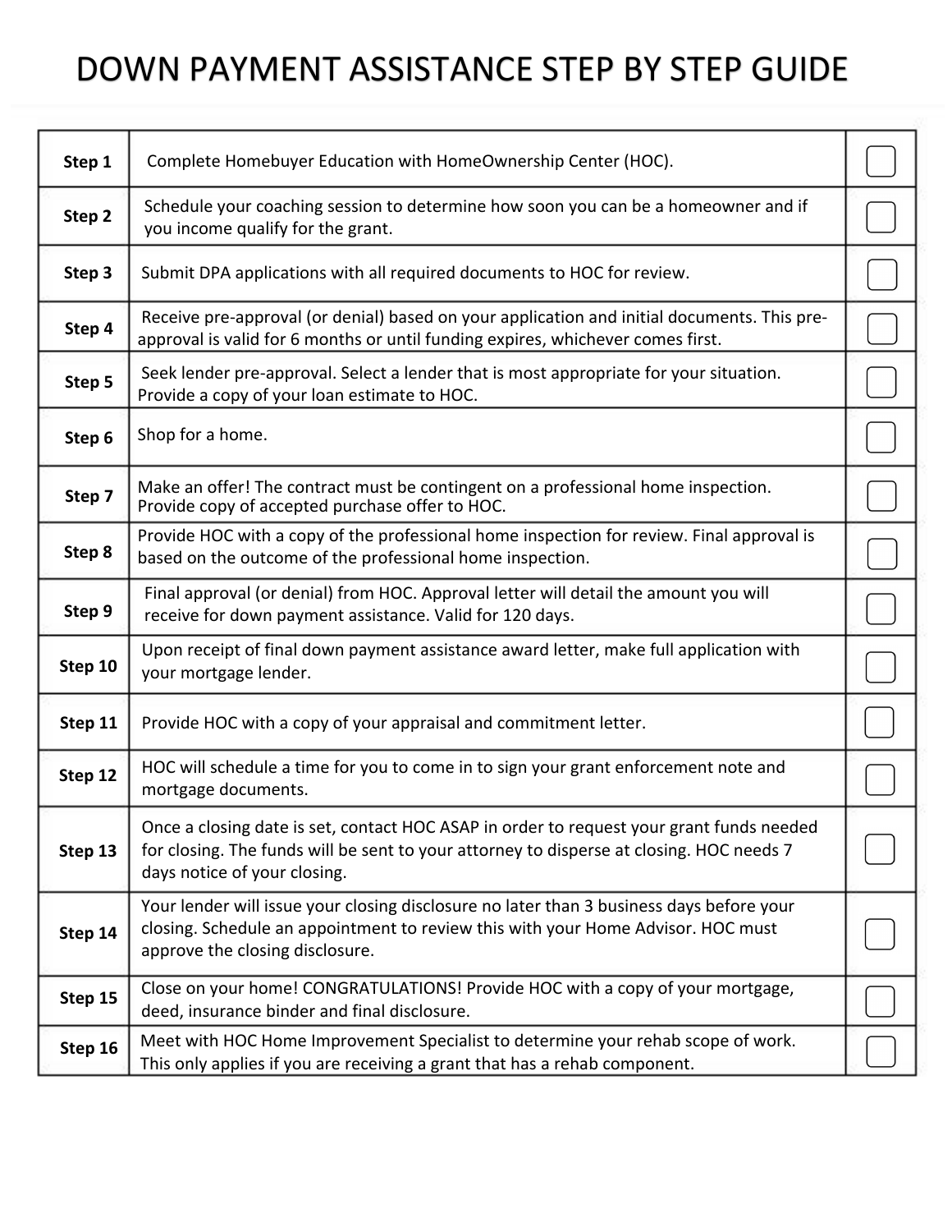# DOWN PAYMENT ASSISTANCE STEP BY STEP GUIDE

| | | |
|---|---|---|
| **Step 1** | Complete Homebuyer Education with HomeOwnership Center (HOC). | ☐ |
| **Step 2** | Schedule your coaching session to determine how soon you can be a homeowner and if you income qualify for the grant. | ☐ |
| **Step 3** | Submit DPA applications with all required documents to HOC for review. | ☐ |
| **Step 4** | Receive pre-approval (or denial) based on your application and initial documents. This pre-approval is valid for 6 months or until funding expires, whichever comes first. | ☐ |
| **Step 5** | Seek lender pre-approval. Select a lender that is most appropriate for your situation. Provide a copy of your loan estimate to HOC. | ☐ |
| **Step 6** | Shop for a home. | ☐ |
| **Step 7** | Make an offer! The contract must be contingent on a professional home inspection. Provide copy of accepted purchase offer to HOC. | ☐ |
| **Step 8** | Provide HOC with a copy of the professional home inspection for review. Final approval is based on the outcome of the professional home inspection. | ☐ |
| **Step 9** | Final approval (or denial) from HOC. Approval letter will detail the amount you will receive for down payment assistance. Valid for 120 days. | ☐ |
| **Step 10** | Upon receipt of final down payment assistance award letter, make full application with your mortgage lender. | ☐ |
| **Step 11** | Provide HOC with a copy of your appraisal and commitment letter. | ☐ |
| **Step 12** | HOC will schedule a time for you to come in to sign your grant enforcement note and mortgage documents. | ☐ |
| **Step 13** | Once a closing date is set, contact HOC ASAP in order to request your grant funds needed for closing. The funds will be sent to your attorney to disperse at closing. HOC needs 7 days notice of your closing. | ☐ |
| **Step 14** | Your lender will issue your closing disclosure no later than 3 business days before your closing. Schedule an appointment to review this with your Home Advisor. HOC must approve the closing disclosure. | ☐ |
| **Step 15** | Close on your home! CONGRATULATIONS! Provide HOC with a copy of your mortgage, deed, insurance binder and final disclosure. | ☐ |
| **Step 16** | Meet with HOC Home Improvement Specialist to determine your rehab scope of work. This only applies if you are receiving a grant that has a rehab component. | ☐ |